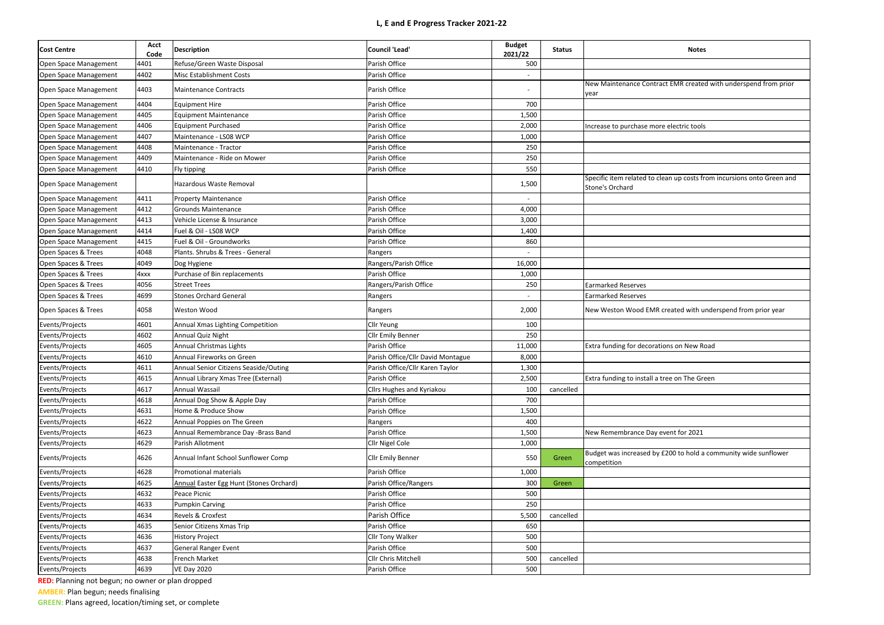# L, E and E Progress Tracker 2021-22

| Cost Centre | Acct Code | Description | Council 'Lead' | Budget 2021/22 | Status | Notes |
|---|---|---|---|---|---|---|
| Open Space Management | 4401 | Refuse/Green Waste Disposal | Parish Office | 500 | | |
| Open Space Management | 4402 | Misc Establishment Costs | Parish Office | - | | |
| Open Space Management | 4403 | Maintenance Contracts | Parish Office | - | | New Maintenance Contract EMR created with underspend from prior year |
| Open Space Management | 4404 | Equipment Hire | Parish Office | 700 | | |
| Open Space Management | 4405 | Equipment Maintenance | Parish Office | 1,500 | | |
| Open Space Management | 4406 | Equipment Purchased | Parish Office | 2,000 | | Increase to purchase more electric tools |
| Open Space Management | 4407 | Maintenance - LS08 WCP | Parish Office | 1,000 | | |
| Open Space Management | 4408 | Maintenance - Tractor | Parish Office | 250 | | |
| Open Space Management | 4409 | Maintenance - Ride on Mower | Parish Office | 250 | | |
| Open Space Management | 4410 | Fly tipping | Parish Office | 550 | | |
| Open Space Management | | Hazardous Waste Removal | | 1,500 | | Specific item related to clean up costs from incursions onto Green and Stone's Orchard |
| Open Space Management | 4411 | Property Maintenance | Parish Office | - | | |
| Open Space Management | 4412 | Grounds Maintenance | Parish Office | 4,000 | | |
| Open Space Management | 4413 | Vehicle License & Insurance | Parish Office | 3,000 | | |
| Open Space Management | 4414 | Fuel & Oil - LS08 WCP | Parish Office | 1,400 | | |
| Open Space Management | 4415 | Fuel & Oil - Groundworks | Parish Office | 860 | | |
| Open Spaces & Trees | 4048 | Plants. Shrubs & Trees - General | Rangers | - | | |
| Open Spaces & Trees | 4049 | Dog Hygiene | Rangers/Parish Office | 16,000 | | |
| Open Spaces & Trees | 4xxx | Purchase of Bin replacements | Parish Office | 1,000 | | |
| Open Spaces & Trees | 4056 | Street Trees | Rangers/Parish Office | 250 | | Earmarked Reserves |
| Open Spaces & Trees | 4699 | Stones Orchard General | Rangers | - | | Earmarked Reserves |
| Open Spaces & Trees | 4058 | Weston Wood | Rangers | 2,000 | | New Weston Wood EMR created with underspend from prior year |
| Events/Projects | 4601 | Annual Xmas Lighting Competition | Cllr Yeung | 100 | | |
| Events/Projects | 4602 | Annual Quiz Night | Cllr Emily Benner | 250 | | |
| Events/Projects | 4605 | Annual Christmas Lights | Parish Office | 11,000 | | Extra funding for decorations on New Road |
| Events/Projects | 4610 | Annual Fireworks on Green | Parish Office/Cllr David Montague | 8,000 | | |
| Events/Projects | 4611 | Annual Senior Citizens Seaside/Outing | Parish Office/Cllr Karen Taylor | 1,300 | | |
| Events/Projects | 4615 | Annual Library Xmas Tree (External) | Parish Office | 2,500 | | Extra funding to install a tree on The Green |
| Events/Projects | 4617 | Annual Wassail | Cllrs Hughes and Kyriakou | 100 | cancelled | |
| Events/Projects | 4618 | Annual Dog Show & Apple Day | Parish Office | 700 | | |
| Events/Projects | 4631 | Home & Produce Show | Parish Office | 1,500 | | |
| Events/Projects | 4622 | Annual Poppies on The Green | Rangers | 400 | | |
| Events/Projects | 4623 | Annual Remembrance Day -Brass Band | Parish Office | 1,500 | | New Remembrance Day event for 2021 |
| Events/Projects | 4629 | Parish Allotment | Cllr Nigel Cole | 1,000 | | |
| Events/Projects | 4626 | Annual Infant School Sunflower Comp | Cllr Emily Benner | 550 | Green | Budget was increased by £200 to hold a community wide sunflower competition |
| Events/Projects | 4628 | Promotional materials | Parish Office | 1,000 | | |
| Events/Projects | 4625 | Annual Easter Egg Hunt (Stones Orchard) | Parish Office/Rangers | 300 | Green | |
| Events/Projects | 4632 | Peace Picnic | Parish Office | 500 | | |
| Events/Projects | 4633 | Pumpkin Carving | Parish Office | 250 | | |
| Events/Projects | 4634 | Revels & Croxfest | Parish Office | 5,500 | cancelled | |
| Events/Projects | 4635 | Senior Citizens Xmas Trip | Parish Office | 650 | | |
| Events/Projects | 4636 | History Project | Cllr Tony Walker | 500 | | |
| Events/Projects | 4637 | General Ranger Event | Parish Office | 500 | | |
| Events/Projects | 4638 | French Market | Cllr Chris Mitchell | 500 | cancelled | |
| Events/Projects | 4639 | VE Day 2020 | Parish Office | 500 | | |

**RED:** Planning not begun; no owner or plan dropped

**AMBER:** Plan begun; needs finalising

**GREEN:** Plans agreed, location/timing set, or complete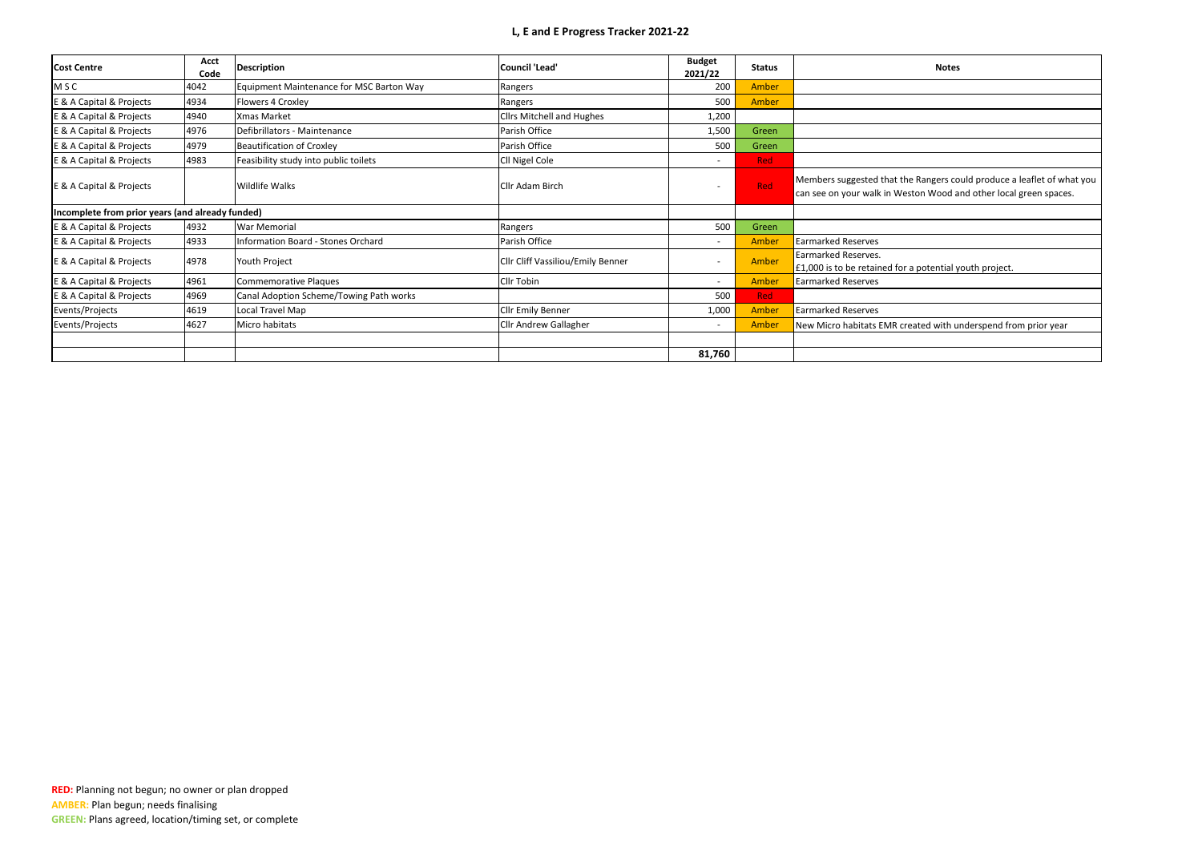## L, E and E Progress Tracker 2021-22

| Cost Centre | Acct Code | Description | Council 'Lead' | Budget 2021/22 | Status | Notes |
|---|---|---|---|---|---|---|
| M S C | 4042 | Equipment Maintenance for MSC Barton Way | Rangers | 200 | Amber | |
| E & A Capital & Projects | 4934 | Flowers 4 Croxley | Rangers | 500 | Amber | |
| E & A Capital & Projects | 4940 | Xmas Market | Cllrs Mitchell and Hughes | 1,200 | | |
| E & A Capital & Projects | 4976 | Defibrillators - Maintenance | Parish Office | 1,500 | Green | |
| E & A Capital & Projects | 4979 | Beautification of Croxley | Parish Office | 500 | Green | |
| E & A Capital & Projects | 4983 | Feasibility study into public toilets | Cll Nigel Cole | - | Red | |
| E & A Capital & Projects | | Wildlife Walks | Cllr Adam Birch | - | Red | Members suggested that the Rangers could produce a leaflet of what you can see on your walk in Weston Wood and other local green spaces. |
| **Incomplete from prior years (and already funded)** | | | | | | |
| E & A Capital & Projects | 4932 | War Memorial | Rangers | 500 | Green | |
| E & A Capital & Projects | 4933 | Information Board - Stones Orchard | Parish Office | - | Amber | Earmarked Reserves |
| E & A Capital & Projects | 4978 | Youth Project | Cllr Cliff Vassiliou/Emily Benner | - | Amber | Earmarked Reserves. £1,000 is to be retained for a potential youth project. |
| E & A Capital & Projects | 4961 | Commemorative Plaques | Cllr Tobin | - | Amber | Earmarked Reserves |
| E & A Capital & Projects | 4969 | Canal Adoption Scheme/Towing Path works | | 500 | Red | |
| Events/Projects | 4619 | Local Travel Map | Cllr Emily Benner | 1,000 | Amber | Earmarked Reserves |
| Events/Projects | 4627 | Micro habitats | Cllr Andrew Gallagher | - | Amber | New Micro habitats EMR created with underspend from prior year |
| | | | | | | |
| | | | | **81,760** | | |

**RED:** Planning not begun; no owner or plan dropped
**AMBER:** Plan begun; needs finalising
**GREEN:** Plans agreed, location/timing set, or complete